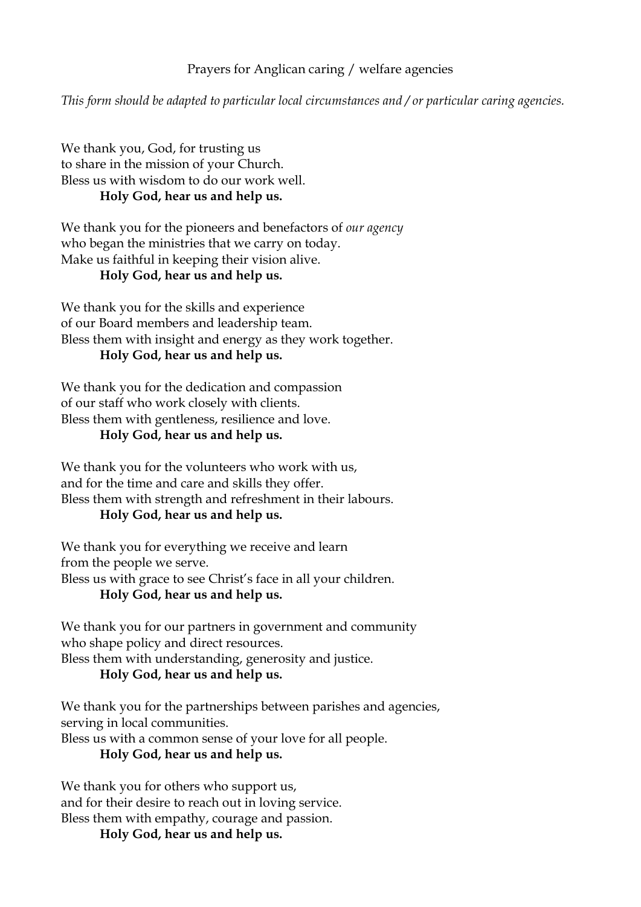# Prayers for Anglican caring / welfare agencies

*This form should be adapted to particular local circumstances and / or particular caring agencies.*

We thank you, God, for trusting us
to share in the mission of your Church.
Bless us with wisdom to do our work well.
**Holy God, hear us and help us.**

We thank you for the pioneers and benefactors of *our agency*
who began the ministries that we carry on today.
Make us faithful in keeping their vision alive.
**Holy God, hear us and help us.**

We thank you for the skills and experience
of our Board members and leadership team.
Bless them with insight and energy as they work together.
**Holy God, hear us and help us.**

We thank you for the dedication and compassion
of our staff who work closely with clients.
Bless them with gentleness, resilience and love.
**Holy God, hear us and help us.**

We thank you for the volunteers who work with us,
and for the time and care and skills they offer.
Bless them with strength and refreshment in their labours.
**Holy God, hear us and help us.**

We thank you for everything we receive and learn
from the people we serve.
Bless us with grace to see Christ's face in all your children.
**Holy God, hear us and help us.**

We thank you for our partners in government and community
who shape policy and direct resources.
Bless them with understanding, generosity and justice.
**Holy God, hear us and help us.**

We thank you for the partnerships between parishes and agencies,
serving in local communities.
Bless us with a common sense of your love for all people.
**Holy God, hear us and help us.**

We thank you for others who support us,
and for their desire to reach out in loving service.
Bless them with empathy, courage and passion.
**Holy God, hear us and help us.**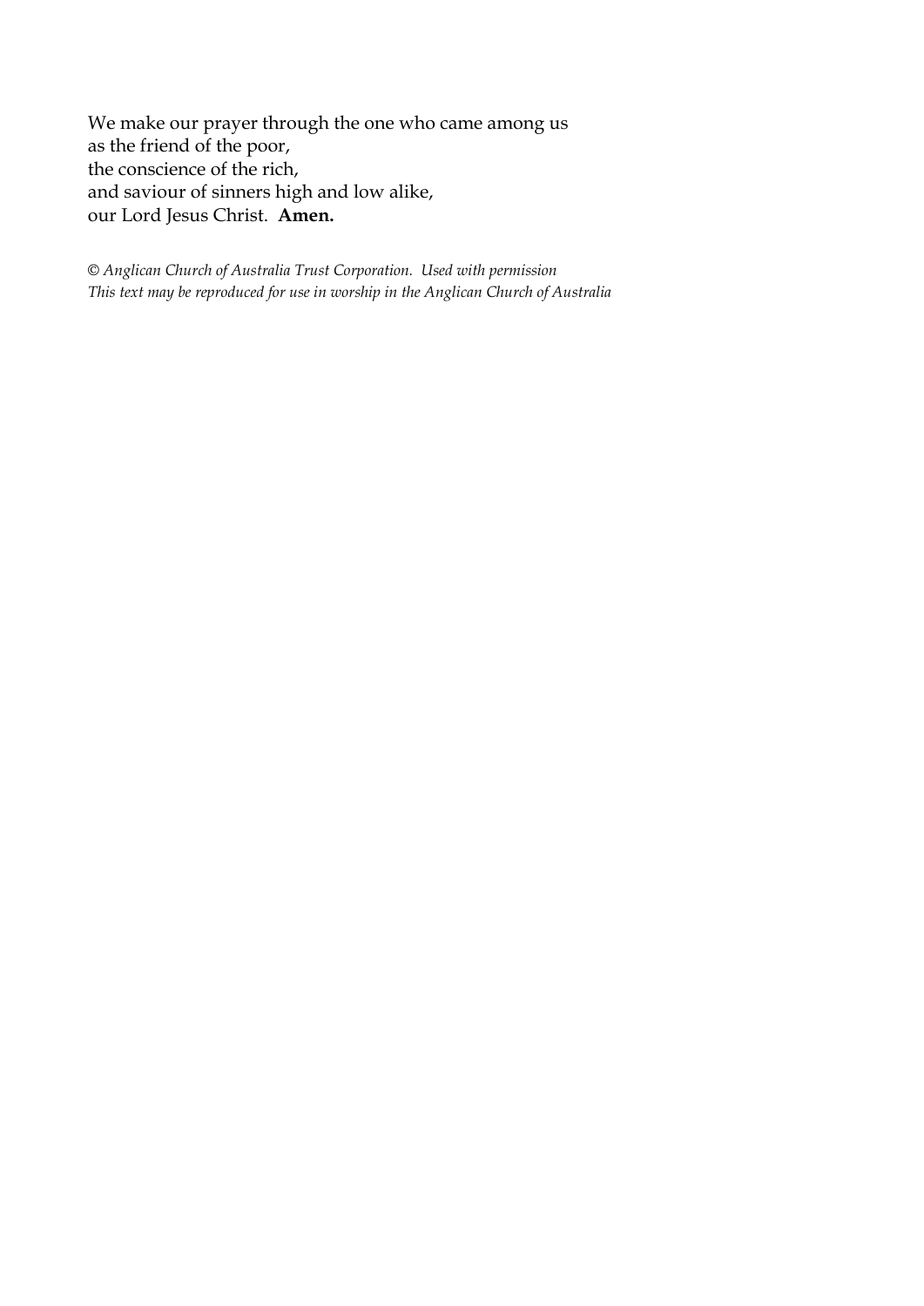We make our prayer through the one who came among us  
as the friend of the poor,  
the conscience of the rich,  
and saviour of sinners high and low alike,  
our Lord Jesus Christ. **Amen.**

*© Anglican Church of Australia Trust Corporation. Used with permission*  
*This text may be reproduced for use in worship in the Anglican Church of Australia*